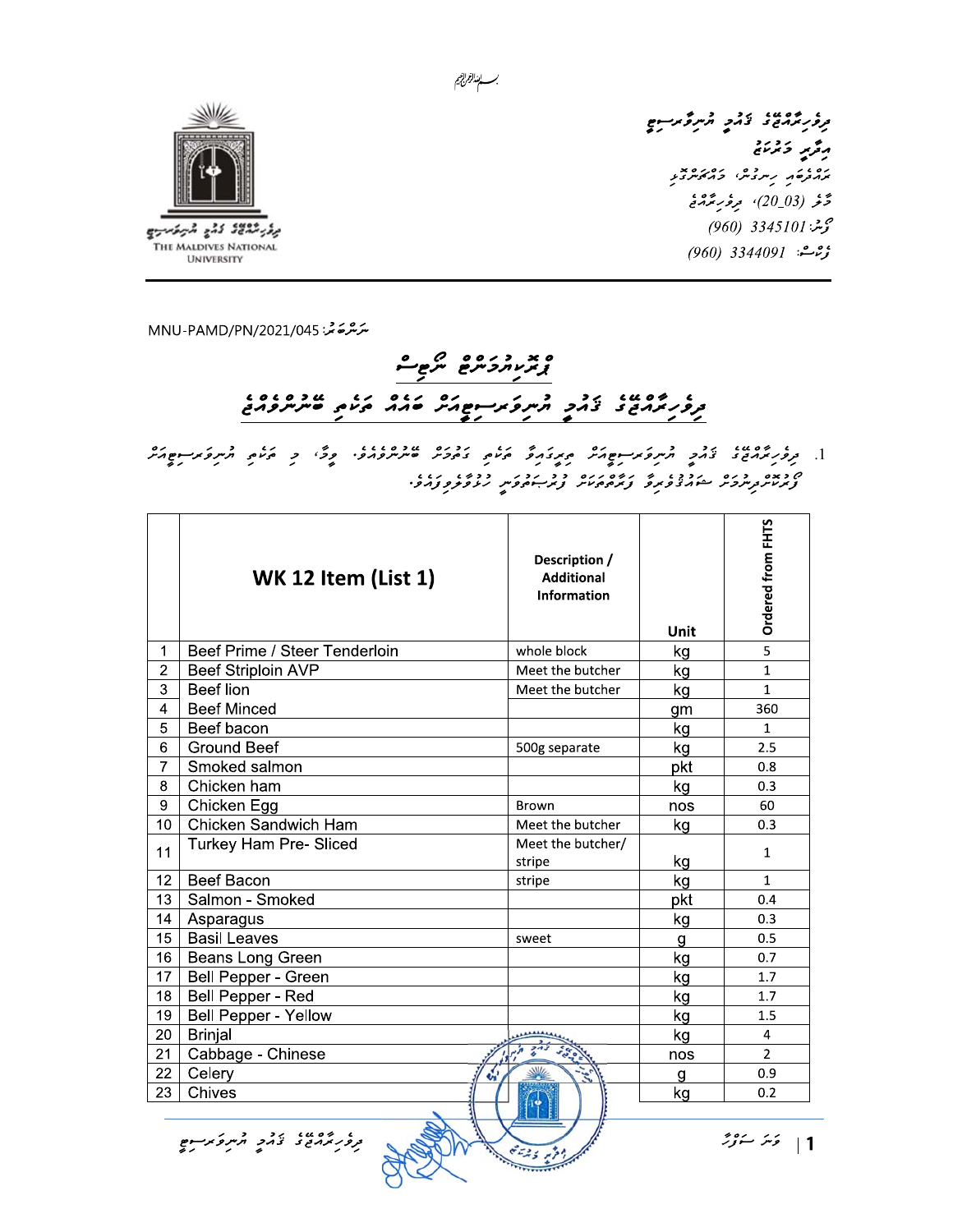بسم الله الرحمن الرحيم

ދިވެހިރާއްޖޭގެ ޤައުމީ ޔުނިވަރސިޓީ
މާލެ، ދިވެހިރާއްޖެ
ރަށްފުށީގެ ހިނގުން، މަޖީދީމަގު
މާލެ (20_03)، ދިވެހިރާއްޖެ
ފޯނު: (960) 3345101
ފެކްސް: (960) 3344091

THE MALDIVES NATIONAL UNIVERSITY

ނަންބަރު: MNU-PAMD/PN/2021/045

# ޕްރޮކިއުމަންޓް ނޯޓިސް

## ދިވެހިރާއްޖޭގެ ޤައުމީ ޔުނިވަރސިޓީއަށް ބޭނުންވާ ތަކެތި ބޭނުންވެއްޖެ

1. ދިވެހިރާއްޖޭގެ ޤައުމީ ޔުނިވަރސިޓީއަށް ތިރީގައިވާ ތަކެތި ގަތުމަށް ބޭނުންވެއެވެ. މިގޮތުން، މި ތަކެތި ޔުނިވަރސިޓީއަށް ފޯރުކޮށްދިނުމަށް ޝައުޤުވެރިވާ ފަރާތްތަކަށް ފުރުޞަތުދިނުމަށް ހުށަހަޅާފައިވަނީއެވެ.

| | WK 12 Item (List 1) | Description / Additional Information | Unit | Ordered from FHTS |
|---|---|---|---|---|
| 1 | Beef Prime / Steer Tenderloin | whole block | kg | 5 |
| 2 | Beef Striploin AVP | Meet the butcher | kg | 1 |
| 3 | Beef lion | Meet the butcher | kg | 1 |
| 4 | Beef Minced | | gm | 360 |
| 5 | Beef bacon | | kg | 1 |
| 6 | Ground Beef | 500g separate | kg | 2.5 |
| 7 | Smoked salmon | | pkt | 0.8 |
| 8 | Chicken ham | | kg | 0.3 |
| 9 | Chicken Egg | Brown | nos | 60 |
| 10 | Chicken Sandwich Ham | Meet the butcher | kg | 0.3 |
| 11 | Turkey Ham Pre- Sliced | Meet the butcher/ stripe | kg | 1 |
| 12 | Beef Bacon | stripe | kg | 1 |
| 13 | Salmon - Smoked | | pkt | 0.4 |
| 14 | Asparagus | | kg | 0.3 |
| 15 | Basil Leaves | sweet | g | 0.5 |
| 16 | Beans Long Green | | kg | 0.7 |
| 17 | Bell Pepper - Green | | kg | 1.7 |
| 18 | Bell Pepper - Red | | kg | 1.7 |
| 19 | Bell Pepper - Yellow | | kg | 1.5 |
| 20 | Brinjal | | kg | 4 |
| 21 | Cabbage - Chinese | | nos | 2 |
| 22 | Celery | | g | 0.9 |
| 23 | Chives | | kg | 0.2 |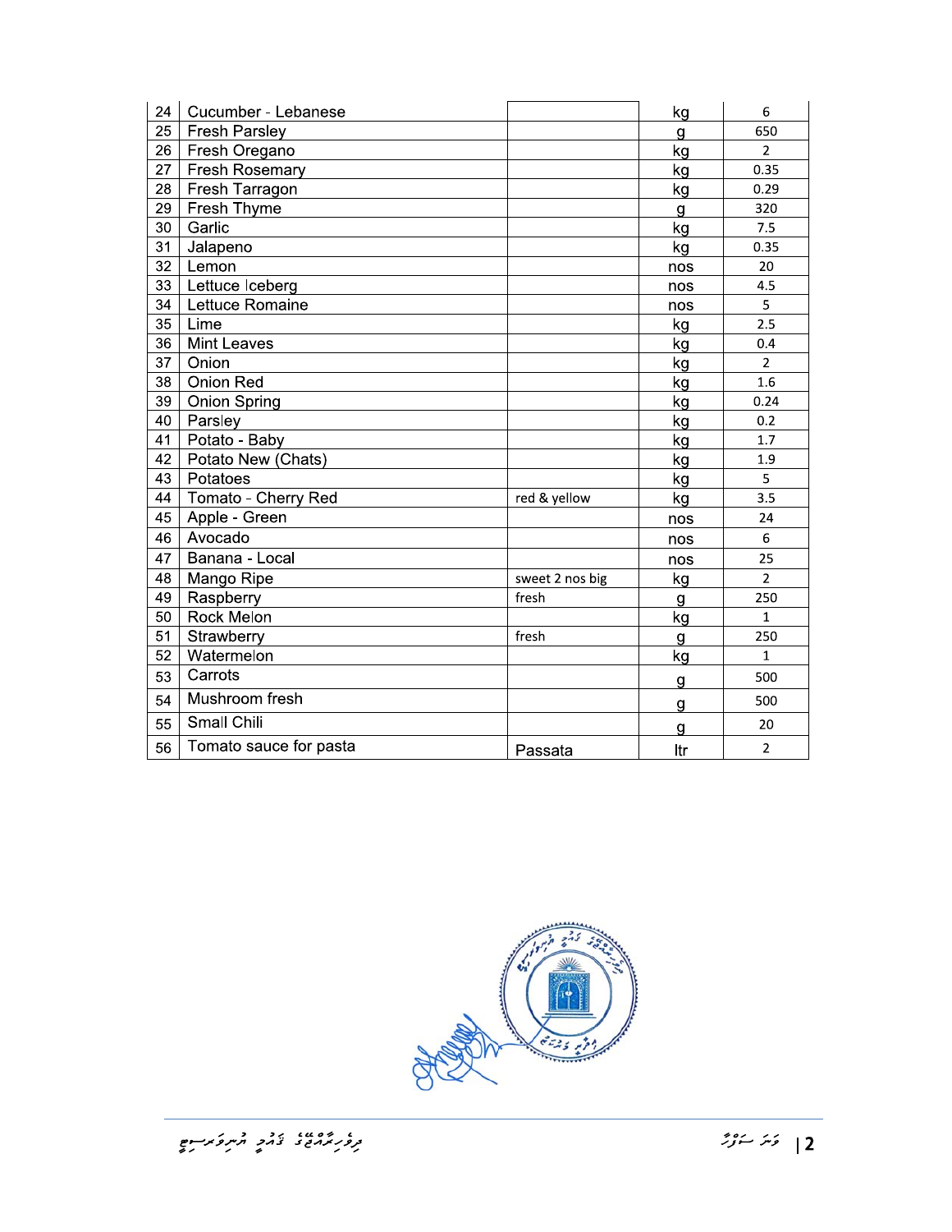| | | | | |
|---|---|---|---|---|
| 24 | Cucumber - Lebanese | | kg | 6 |
| 25 | Fresh Parsley | | g | 650 |
| 26 | Fresh Oregano | | kg | 2 |
| 27 | Fresh Rosemary | | kg | 0.35 |
| 28 | Fresh Tarragon | | kg | 0.29 |
| 29 | Fresh Thyme | | g | 320 |
| 30 | Garlic | | kg | 7.5 |
| 31 | Jalapeno | | kg | 0.35 |
| 32 | Lemon | | nos | 20 |
| 33 | Lettuce Iceberg | | nos | 4.5 |
| 34 | Lettuce Romaine | | nos | 5 |
| 35 | Lime | | kg | 2.5 |
| 36 | Mint Leaves | | kg | 0.4 |
| 37 | Onion | | kg | 2 |
| 38 | Onion Red | | kg | 1.6 |
| 39 | Onion Spring | | kg | 0.24 |
| 40 | Parsley | | kg | 0.2 |
| 41 | Potato - Baby | | kg | 1.7 |
| 42 | Potato New (Chats) | | kg | 1.9 |
| 43 | Potatoes | | kg | 5 |
| 44 | Tomato - Cherry Red | red & yellow | kg | 3.5 |
| 45 | Apple - Green | | nos | 24 |
| 46 | Avocado | | nos | 6 |
| 47 | Banana - Local | | nos | 25 |
| 48 | Mango Ripe | sweet 2 nos big | kg | 2 |
| 49 | Raspberry | fresh | g | 250 |
| 50 | Rock Melon | | kg | 1 |
| 51 | Strawberry | fresh | g | 250 |
| 52 | Watermelon | | kg | 1 |
| 53 | Carrots | | g | 500 |
| 54 | Mushroom fresh | | g | 500 |
| 55 | Small Chili | | g | 20 |
| 56 | Tomato sauce for pasta | Passata | ltr | 2 |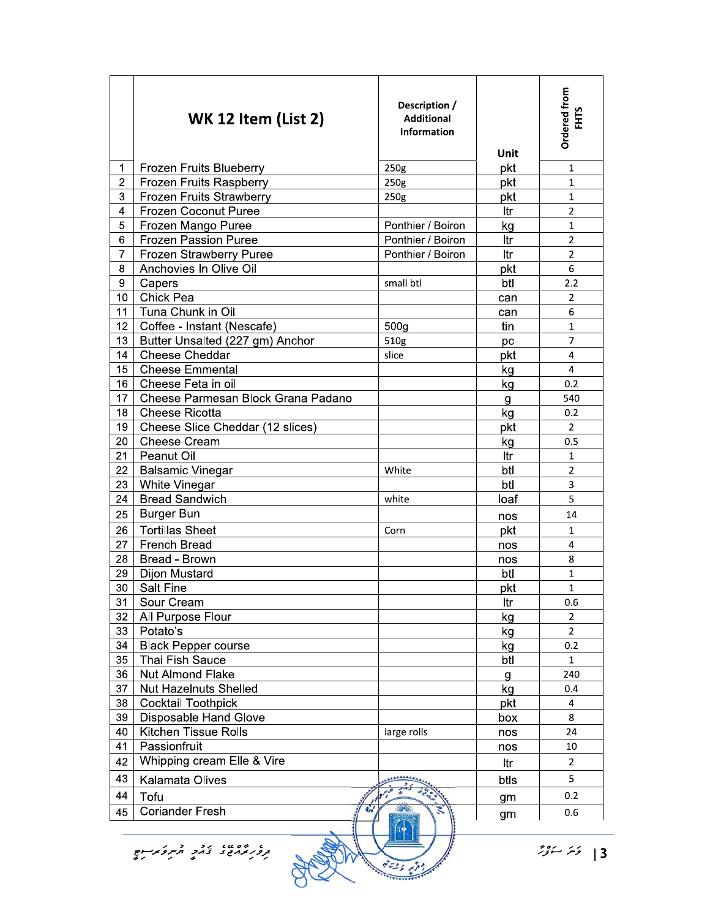| | WK 12 Item (List 2) | Description / Additional Information | Unit | Ordered from FHTS |
|---|---|---|---|---|
| 1 | Frozen Fruits Blueberry | 250g | pkt | 1 |
| 2 | Frozen Fruits Raspberry | 250g | pkt | 1 |
| 3 | Frozen Fruits Strawberry | 250g | pkt | 1 |
| 4 | Frozen Coconut Puree | | ltr | 2 |
| 5 | Frozen Mango Puree | Ponthier / Boiron | kg | 1 |
| 6 | Frozen Passion Puree | Ponthier / Boiron | ltr | 2 |
| 7 | Frozen Strawberry Puree | Ponthier / Boiron | ltr | 2 |
| 8 | Anchovies In Olive Oil | | pkt | 6 |
| 9 | Capers | small btl | btl | 2.2 |
| 10 | Chick Pea | | can | 2 |
| 11 | Tuna Chunk in Oil | | can | 6 |
| 12 | Coffee - Instant (Nescafe) | 500g | tin | 1 |
| 13 | Butter Unsalted (227 gm) Anchor | 510g | pc | 7 |
| 14 | Cheese Cheddar | slice | pkt | 4 |
| 15 | Cheese Emmental | | kg | 4 |
| 16 | Cheese Feta in oil | | kg | 0.2 |
| 17 | Cheese Parmesan Block Grana Padano | | g | 540 |
| 18 | Cheese Ricotta | | kg | 0.2 |
| 19 | Cheese Slice Cheddar (12 slices) | | pkt | 2 |
| 20 | Cheese Cream | | kg | 0.5 |
| 21 | Peanut Oil | | ltr | 1 |
| 22 | Balsamic Vinegar | White | btl | 2 |
| 23 | White Vinegar | | btl | 3 |
| 24 | Bread Sandwich | white | loaf | 5 |
| 25 | Burger Bun | | nos | 14 |
| 26 | Tortillas Sheet | Corn | pkt | 1 |
| 27 | French Bread | | nos | 4 |
| 28 | Bread - Brown | | nos | 8 |
| 29 | Dijon Mustard | | btl | 1 |
| 30 | Salt Fine | | pkt | 1 |
| 31 | Sour Cream | | ltr | 0.6 |
| 32 | All Purpose Flour | | kg | 2 |
| 33 | Potato's | | kg | 2 |
| 34 | Black Pepper course | | kg | 0.2 |
| 35 | Thai Fish Sauce | | btl | 1 |
| 36 | Nut Almond Flake | | g | 240 |
| 37 | Nut Hazelnuts Shelled | | kg | 0.4 |
| 38 | Cocktail Toothpick | | pkt | 4 |
| 39 | Disposable Hand Glove | | box | 8 |
| 40 | Kitchen Tissue Rolls | large rolls | nos | 24 |
| 41 | Passionfruit | | nos | 10 |
| 42 | Whipping cream Elle & Vire | | ltr | 2 |
| 43 | Kalamata Olives | | btls | 5 |
| 44 | Tofu | | gm | 0.2 |
| 45 | Coriander Fresh | | gm | 0.6 |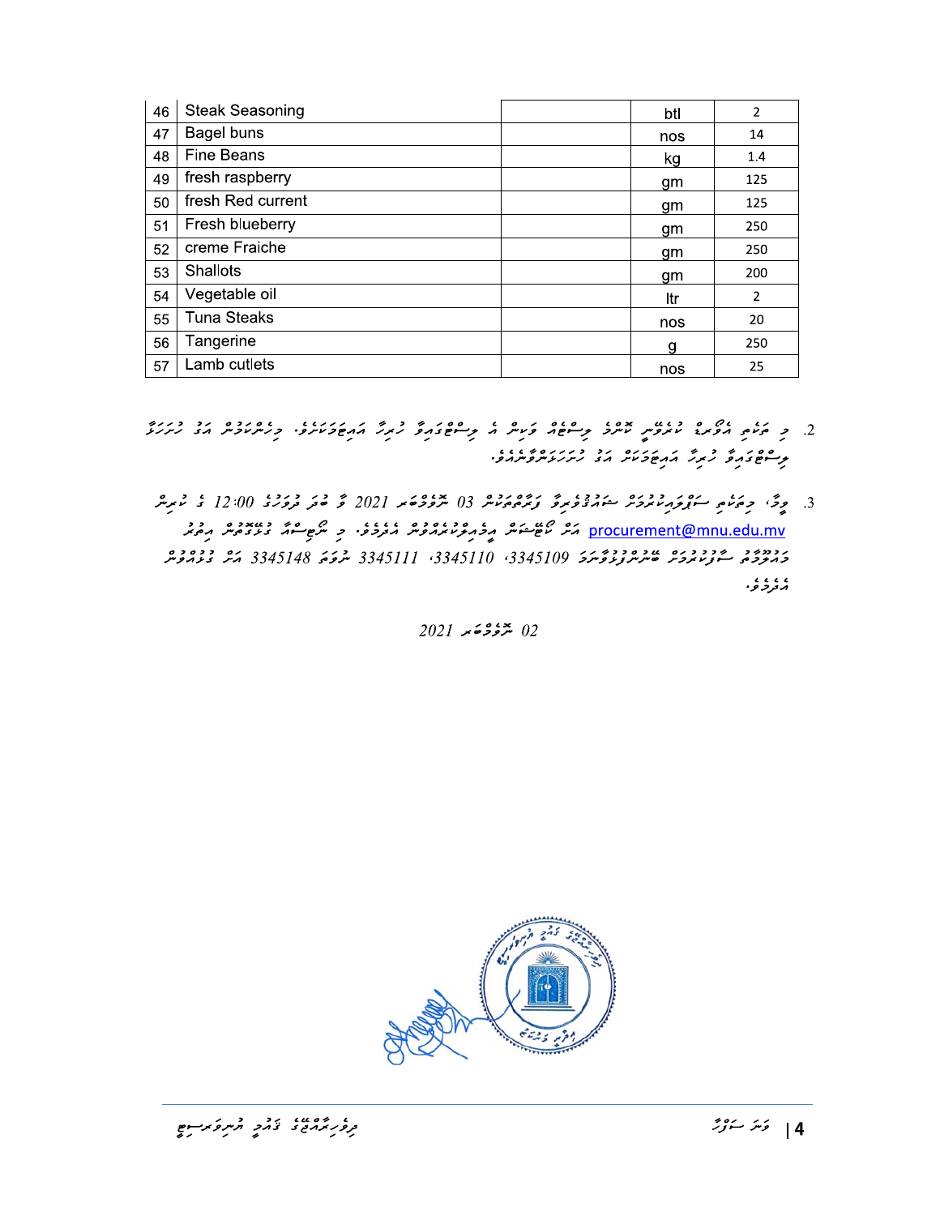| | | | | |
|---|---|---|---|---|
| 46 | Steak Seasoning | | btl | 2 |
| 47 | Bagel buns | | nos | 14 |
| 48 | Fine Beans | | kg | 1.4 |
| 49 | fresh raspberry | | gm | 125 |
| 50 | fresh Red current | | gm | 125 |
| 51 | Fresh blueberry | | gm | 250 |
| 52 | creme Fraiche | | gm | 250 |
| 53 | Shallots | | gm | 200 |
| 54 | Vegetable oil | | ltr | 2 |
| 55 | Tuna Steaks | | nos | 20 |
| 56 | Tangerine | | g | 250 |
| 57 | Lamb cutlets | | nos | 25 |

2. މި ތަކެތި އޮފަރ ކުރުމުގައި ކޮންމެ ވިސްތަރެއް ވަކިން އެ ވިސްތަރެއްގެ ހުރިހާ އައިޓަމްތަކެއް. ވިސްނަކަމުން އަގު ހުށަހަޅާ ވިސްތަރެއްގެ ހުރިހާ އައިޓަމްތަކަށް އަގު ހުށަހަޅަންވާނެއެވެ.

3. ވީމާ، މިތަކެތި ސަޕްލައިކުރުމަށް ޝައުޤުވެރިވާ ފަރާތްތަކުން 03 ނޮވެމްބަރ 2021 ވާ ބުދަ ދުވަހުގެ 12:00 ގެ ކުރިން procurement@mnu.edu.mv އަށް ކޯޓޭޝަން އީމެއިލްކުރައްވަން އެދެމެވެ. މި ނޯޓިސްއާ ގުޅޭގޮތުން އިތުރު މަޢުލޫމާތު ސާފުކުރުމަށް ބޭނުންފުޅުވާނަމަ 3345109، 3345110، 3345111 ނުވަތަ 3345148 އަށް ގުޅުއްވުން އެދެމެވެ.

02 ނޮވެމްބަރ 2021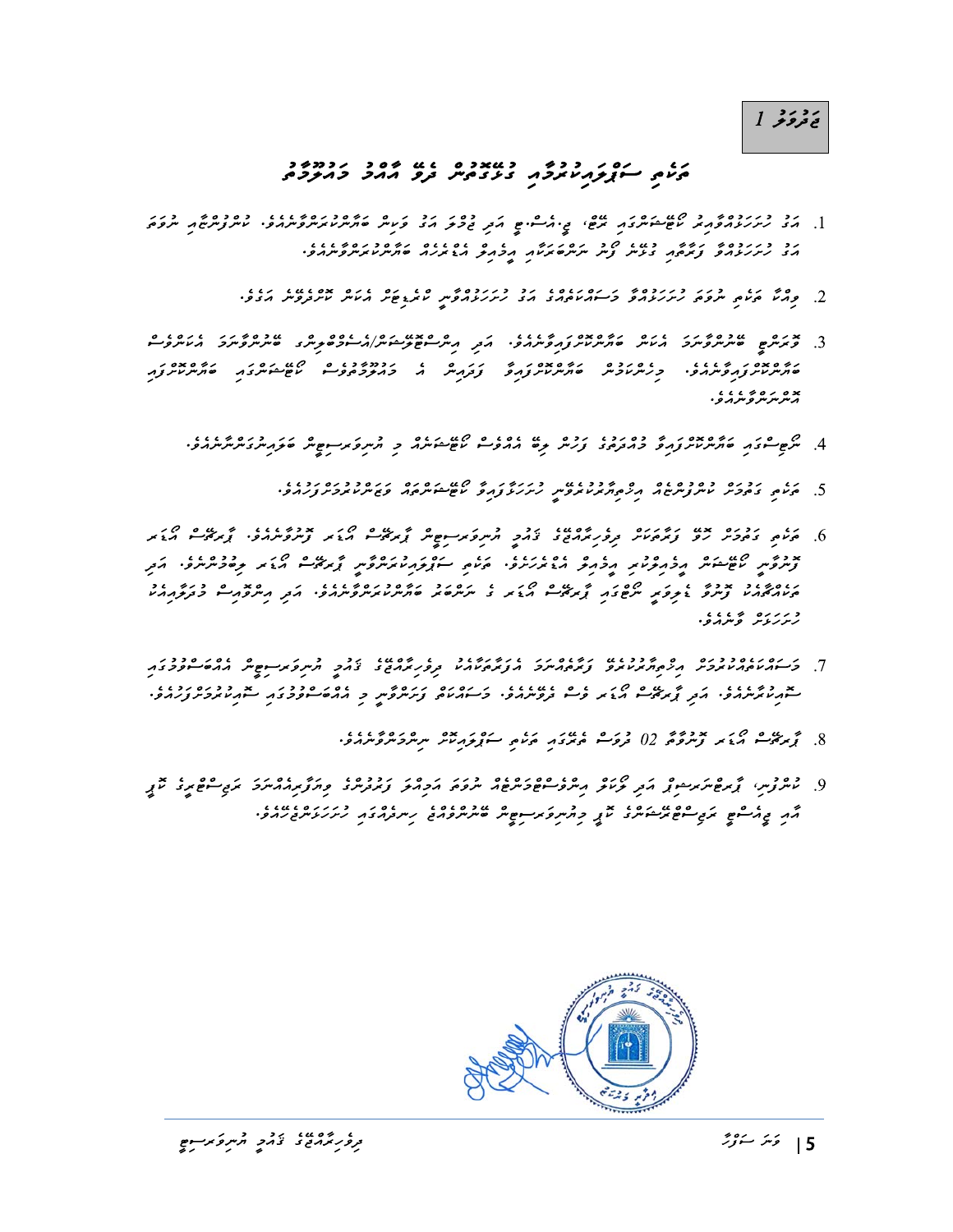ޖަދުވަލު 1

# ތަކެތި ސަޕްލައިކުރުމާއި ގުޅޭގޮތުން ދެވޭ އާއްމު މައުލޫމާތު

1. އަގު ހުށަހަޅާއިރު ކޯޓޭޝަންގައި ރޭޓް، ޖީ.އެސް.ޓީ އާއި ޖުމްލަ އަގު ވަކިން ބަޔާންކުރަންވާނެއެވެ. ކުންފުންޏާއި ނުވަތަ އަގު ހުށަހަޅާ ފަރާތާއި ގުޅޭނެ ފޯން ނަންބަރާއި އީމެއިލް އެޑްރެސް ބަޔާންކުރަންވާނެއެވެ.
2. ވިއްކާ ތަކެތި ނުވަތަ ހުށަހަޅާފައިވާ މަސައްކަތަށް އަގު ހުށަހަޅާނީ ރާއްޖޭގެ ރުފިޔާއިން ކަމުގައި ވާންވާނެއެވެ.
3. ޑެލިވަރީ ބޭނުންވާނަމަ އަގަކާއި ބަލައިގަތުމެވެ. އަދި އިންސްޓޯލޭޝަން/އެސެމްބްލިންގ ބޭނުންވާނަމަ އަގަކާއި ބަލައިގަތުމެވެ. މިފަދަ ބަލައިގަތުން ގަޑިއާއި މައުލޫމާތު ކޯޓޭޝަންގައި ބަޔާންކުރަންވާނެއެވެ.
4. ނޯޓިސްގައި ބަލައިގަތުމާ މުއްދަތު ފަހުން ލިބޭ އެއްވެސް ކޯޓޭޝަނެއް މި އޮފީހުން ބަލައިނުގަނެވޭނެއެވެ.
5. ތަކެތި ގަތުމަށް ކުންފުންޏެއް އިޚްތިޔާރުކުރުމުގައި ހުށަހަޅާފައިވާ ކޯޓޭޝަންތައް ވަޒަންކުރެވޭނެއެވެ.
6. ތަކެތި ގަތުމަށް ހޯދާ ފަރާތަކަށް ދިވެހިރާއްޖޭގެ ޤައުމީ ޔުނިވަރސިޓީގެ ޕާރޗޭސް އޯޑަރ ފޮނުވާނެއެވެ. ޕާރޗޭސް އޯޑަރ ފޮނުވާނީ ކޯޓޭޝަން އީމެއިލްކުރި އީމެއިލް އެޑްރެހަށެވެ. ތަކެތި ސަޕްލައިކުރަންވާނީ ޕާރޗޭސް އޯޑަރ ލިބުމުންނެވެ. އަދި ތަކެއްޗާއި ފޮނުވާ ބިލުގައި ޕާރޗޭސް އޯޑަރ ގެ ނަންބަރު ބަޔާންކުރަންވާނެއެވެ. އަދި އިންވޮއިސް މުއްދަތާއި ހުށަހަޅަން ވާނެއެވެ.
7. މަސައްކަތް ކުރުމުގައި އިހުމާލުވުމުގެ ސަބަބުން ދިވެހިރާއްޖޭގެ ޤައުމީ ޔުނިވަރސިޓީއަށް ލިބޭ ގެއްލުމެއް އެއްބަސްވުމުގައި ސާފުކުރަންވާނެއެވެ. އަދި ޕާރޗޭސް އޯޑަރ ފަސް ދުވަހުގެ ތެރޭގައި ސާފުކުރަންވާނެއެވެ.
8. ޕާރޗޭސް އޯޑަރ ފޮނުވާތާ 02 ދުވަސް ތެރޭގައި ތަކެތި ސަޕްލައިކޮށް ނިންމަންވާނެއެވެ.
9. ކުންފުނި، ޕާރޓްނަރޝިޕް އަދި ވިޔަފާރި ރަޖިސްޓްރީކުރުމުގެ ސެޓްފިކެޓާއި ޖީ.އެސް.ޓީ ރަޖިސްޓްރީ ކޮޕީ އާއި ޓެކްސް ކްލިއަރެންސް ކޮޕީ ކޯޓޭޝަނާއެކު ހުށަހަޅަންވާނެއެވެ.